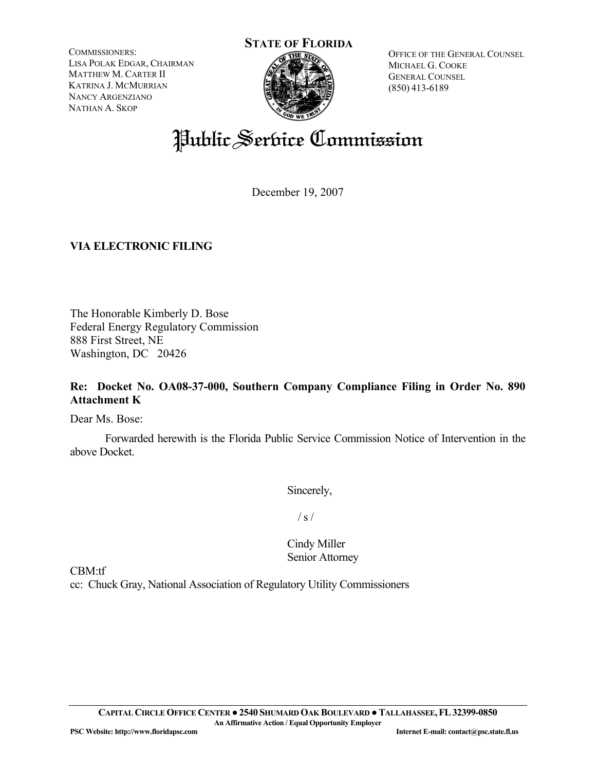COMMISSIONERS:
LISA POLAK EDGAR, CHAIRMAN
MATTHEW M. CARTER II
KATRINA J. MCMURRIAN
NANCY ARGENZIANO
NATHAN A. SKOP

**STATE OF FLORIDA**

OFFICE OF THE GENERAL COUNSEL
MICHAEL G. COOKE
GENERAL COUNSEL
(850) 413-6189

# Public Service Commission

December 19, 2007

**VIA ELECTRONIC FILING**

The Honorable Kimberly D. Bose
Federal Energy Regulatory Commission
888 First Street, NE
Washington, DC 20426

**Re: Docket No. OA08-37-000, Southern Company Compliance Filing in Order No. 890 Attachment K**

Dear Ms. Bose:

Forwarded herewith is the Florida Public Service Commission Notice of Intervention in the above Docket.

Sincerely,

/ s /

Cindy Miller
Senior Attorney

CBM:tf
cc: Chuck Gray, National Association of Regulatory Utility Commissioners

CAPITAL CIRCLE OFFICE CENTER ● 2540 SHUMARD OAK BOULEVARD ● TALLAHASSEE, FL 32399-0850
An Affirmative Action / Equal Opportunity Employer
PSC Website: http://www.floridapsc.com Internet E-mail: contact@psc.state.fl.us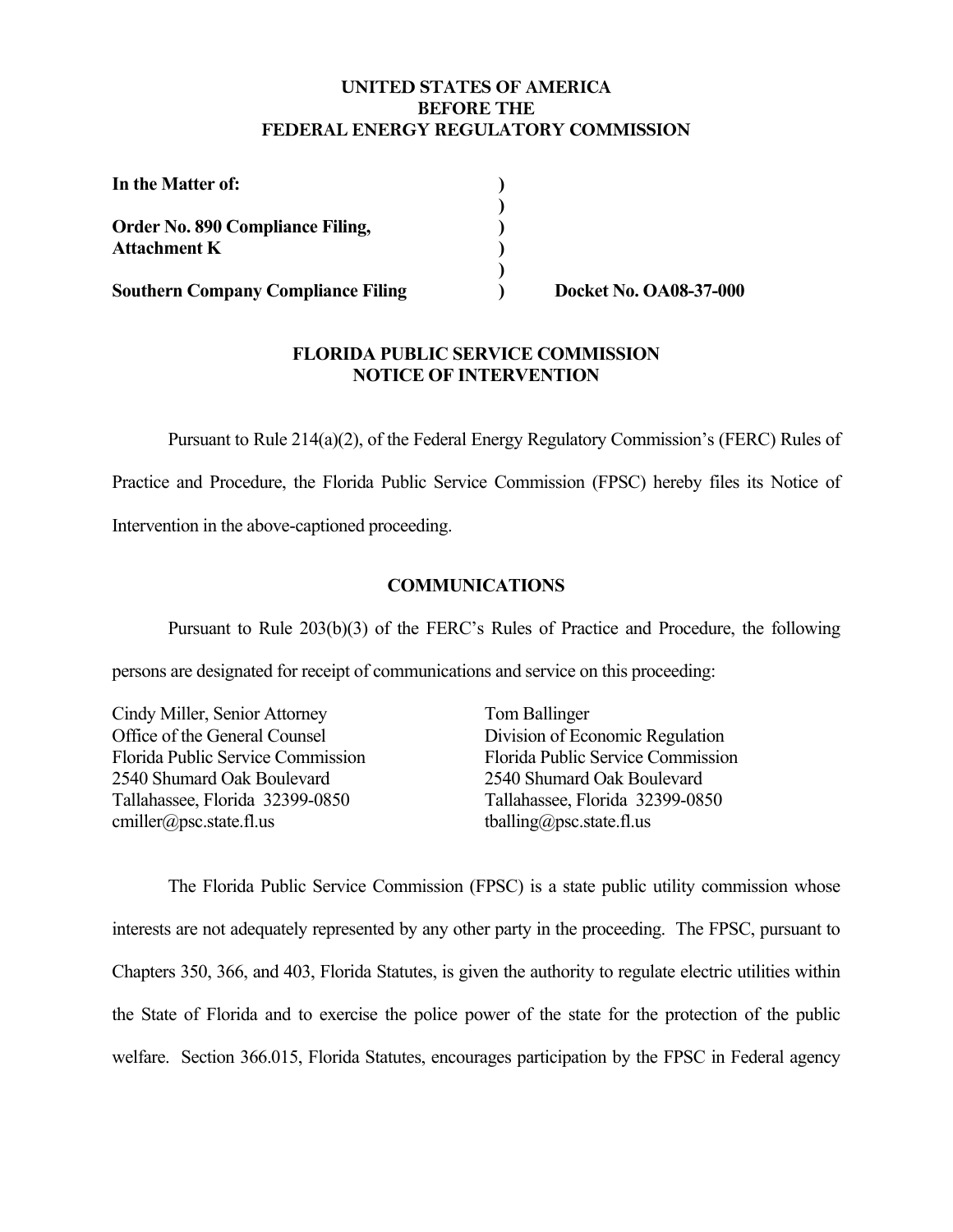**UNITED STATES OF AMERICA**
**BEFORE THE**
**FEDERAL ENERGY REGULATORY COMMISSION**

| | | |
|---|---|---|
| **In the Matter of:** | **)** | |
| | **)** | |
| **Order No. 890 Compliance Filing,** | **)** | |
| **Attachment K** | **)** | |
| | **)** | |
| **Southern Company Compliance Filing** | **)** | **Docket No. OA08-37-000** |

**FLORIDA PUBLIC SERVICE COMMISSION**
**NOTICE OF INTERVENTION**

Pursuant to Rule 214(a)(2), of the Federal Energy Regulatory Commission's (FERC) Rules of Practice and Procedure, the Florida Public Service Commission (FPSC) hereby files its Notice of Intervention in the above-captioned proceeding.

**COMMUNICATIONS**

Pursuant to Rule 203(b)(3) of the FERC's Rules of Practice and Procedure, the following persons are designated for receipt of communications and service on this proceeding:

Cindy Miller, Senior Attorney
Office of the General Counsel
Florida Public Service Commission
2540 Shumard Oak Boulevard
Tallahassee, Florida 32399-0850
cmiller@psc.state.fl.us

Tom Ballinger
Division of Economic Regulation
Florida Public Service Commission
2540 Shumard Oak Boulevard
Tallahassee, Florida 32399-0850
tballing@psc.state.fl.us

The Florida Public Service Commission (FPSC) is a state public utility commission whose interests are not adequately represented by any other party in the proceeding. The FPSC, pursuant to Chapters 350, 366, and 403, Florida Statutes, is given the authority to regulate electric utilities within the State of Florida and to exercise the police power of the state for the protection of the public welfare. Section 366.015, Florida Statutes, encourages participation by the FPSC in Federal agency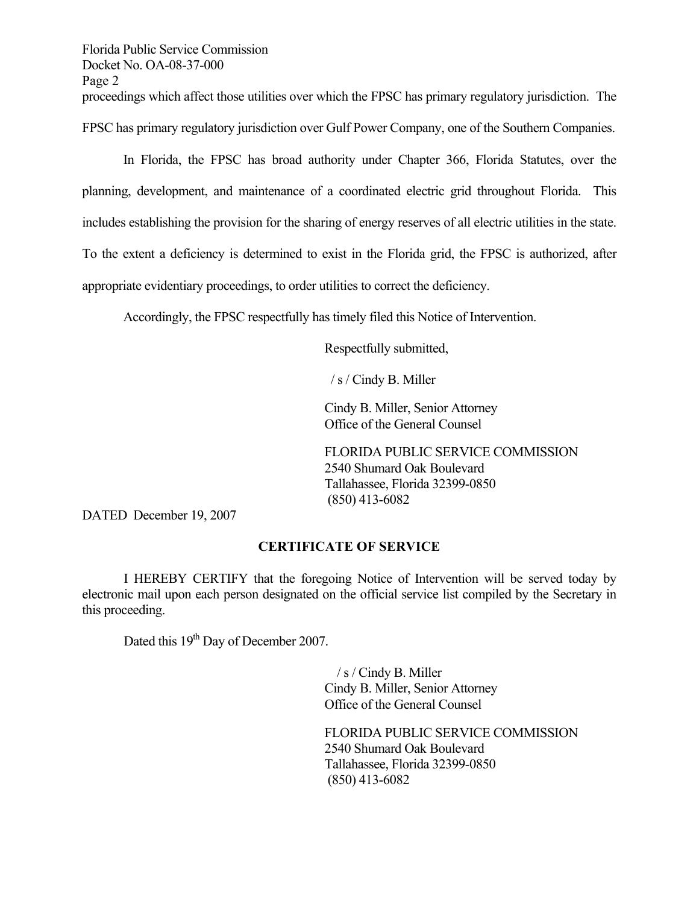proceedings which affect those utilities over which the FPSC has primary regulatory jurisdiction. The FPSC has primary regulatory jurisdiction over Gulf Power Company, one of the Southern Companies.

In Florida, the FPSC has broad authority under Chapter 366, Florida Statutes, over the planning, development, and maintenance of a coordinated electric grid throughout Florida. This includes establishing the provision for the sharing of energy reserves of all electric utilities in the state. To the extent a deficiency is determined to exist in the Florida grid, the FPSC is authorized, after appropriate evidentiary proceedings, to order utilities to correct the deficiency.

Accordingly, the FPSC respectfully has timely filed this Notice of Intervention.

Respectfully submitted,

/ s / Cindy B. Miller

Cindy B. Miller, Senior Attorney
Office of the General Counsel

FLORIDA PUBLIC SERVICE COMMISSION
2540 Shumard Oak Boulevard
Tallahassee, Florida 32399-0850
(850) 413-6082

DATED December 19, 2007

## CERTIFICATE OF SERVICE

I HEREBY CERTIFY that the foregoing Notice of Intervention will be served today by electronic mail upon each person designated on the official service list compiled by the Secretary in this proceeding.

Dated this 19th Day of December 2007.

/ s / Cindy B. Miller
Cindy B. Miller, Senior Attorney
Office of the General Counsel

FLORIDA PUBLIC SERVICE COMMISSION
2540 Shumard Oak Boulevard
Tallahassee, Florida 32399-0850
(850) 413-6082